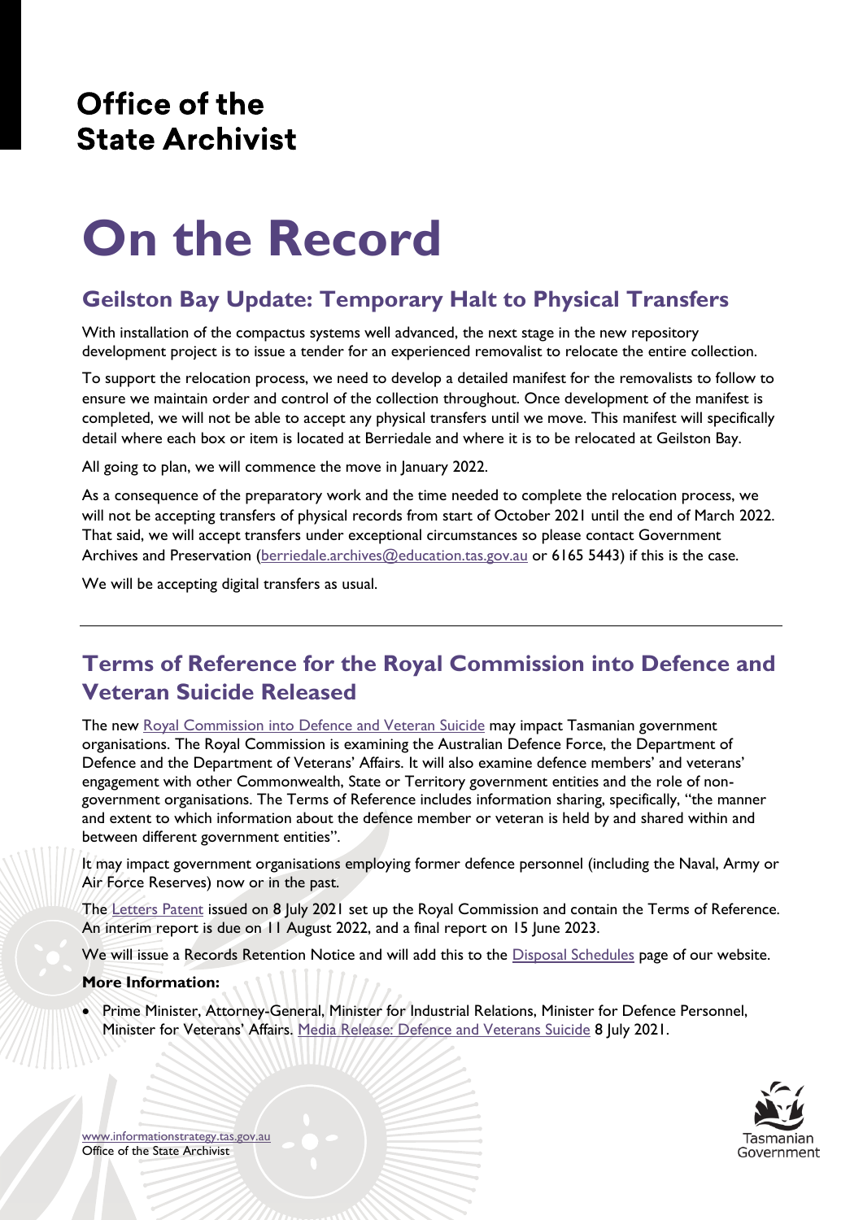# Office of the State Archivist

# On the Record

## Geilston Bay Update: Temporary Halt to Physical Transfers

With installation of the compactus systems well advanced, the next stage in the new repository development project is to issue a tender for an experienced removalist to relocate the entire collection.

To support the relocation process, we need to develop a detailed manifest for the removalists to follow to ensure we maintain order and control of the collection throughout. Once development of the manifest is completed, we will not be able to accept any physical transfers until we move. This manifest will specifically detail where each box or item is located at Berriedale and where it is to be relocated at Geilston Bay.

All going to plan, we will commence the move in January 2022.

As a consequence of the preparatory work and the time needed to complete the relocation process, we will not be accepting transfers of physical records from start of October 2021 until the end of March 2022. That said, we will accept transfers under exceptional circumstances so please contact Government Archives and Preservation (berriedale.archives@education.tas.gov.au or 6165 5443) if this is the case.

We will be accepting digital transfers as usual.

---

## Terms of Reference for the Royal Commission into Defence and Veteran Suicide Released

The new Royal Commission into Defence and Veteran Suicide may impact Tasmanian government organisations. The Royal Commission is examining the Australian Defence Force, the Department of Defence and the Department of Veterans' Affairs. It will also examine defence members' and veterans' engagement with other Commonwealth, State or Territory government entities and the role of non-government organisations. The Terms of Reference includes information sharing, specifically, "the manner and extent to which information about the defence member or veteran is held by and shared within and between different government entities".

It may impact government organisations employing former defence personnel (including the Naval, Army or Air Force Reserves) now or in the past.

The Letters Patent issued on 8 July 2021 set up the Royal Commission and contain the Terms of Reference. An interim report is due on 11 August 2022, and a final report on 15 June 2023.

We will issue a Records Retention Notice and will add this to the Disposal Schedules page of our website.

**More Information:**

- Prime Minister, Attorney-General, Minister for Industrial Relations, Minister for Defence Personnel, Minister for Veterans' Affairs. Media Release: Defence and Veterans Suicide 8 July 2021.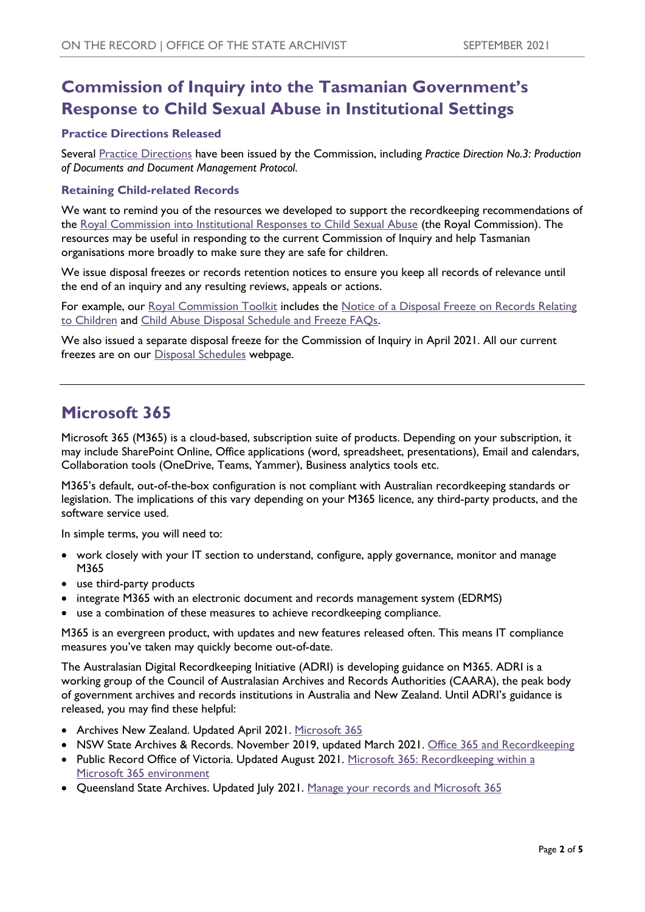## Commission of Inquiry into the Tasmanian Government's Response to Child Sexual Abuse in Institutional Settings

### Practice Directions Released

Several Practice Directions have been issued by the Commission, including *Practice Direction No.3: Production of Documents and Document Management Protocol.*

### Retaining Child-related Records

We want to remind you of the resources we developed to support the recordkeeping recommendations of the Royal Commission into Institutional Responses to Child Sexual Abuse (the Royal Commission). The resources may be useful in responding to the current Commission of Inquiry and help Tasmanian organisations more broadly to make sure they are safe for children.

We issue disposal freezes or records retention notices to ensure you keep all records of relevance until the end of an inquiry and any resulting reviews, appeals or actions.

For example, our Royal Commission Toolkit includes the Notice of a Disposal Freeze on Records Relating to Children and Child Abuse Disposal Schedule and Freeze FAQs.

We also issued a separate disposal freeze for the Commission of Inquiry in April 2021. All our current freezes are on our Disposal Schedules webpage.

---

## Microsoft 365

Microsoft 365 (M365) is a cloud-based, subscription suite of products. Depending on your subscription, it may include SharePoint Online, Office applications (word, spreadsheet, presentations), Email and calendars, Collaboration tools (OneDrive, Teams, Yammer), Business analytics tools etc.

M365's default, out-of-the-box configuration is not compliant with Australian recordkeeping standards or legislation. The implications of this vary depending on your M365 licence, any third-party products, and the software service used.

In simple terms, you will need to:

- work closely with your IT section to understand, configure, apply governance, monitor and manage M365
- use third-party products
- integrate M365 with an electronic document and records management system (EDRMS)
- use a combination of these measures to achieve recordkeeping compliance.

M365 is an evergreen product, with updates and new features released often. This means IT compliance measures you've taken may quickly become out-of-date.

The Australasian Digital Recordkeeping Initiative (ADRI) is developing guidance on M365. ADRI is a working group of the Council of Australasian Archives and Records Authorities (CAARA), the peak body of government archives and records institutions in Australia and New Zealand. Until ADRI's guidance is released, you may find these helpful:

- Archives New Zealand. Updated April 2021. Microsoft 365
- NSW State Archives & Records. November 2019, updated March 2021. Office 365 and Recordkeeping
- Public Record Office of Victoria. Updated August 2021. Microsoft 365: Recordkeeping within a Microsoft 365 environment
- Queensland State Archives. Updated July 2021. Manage your records and Microsoft 365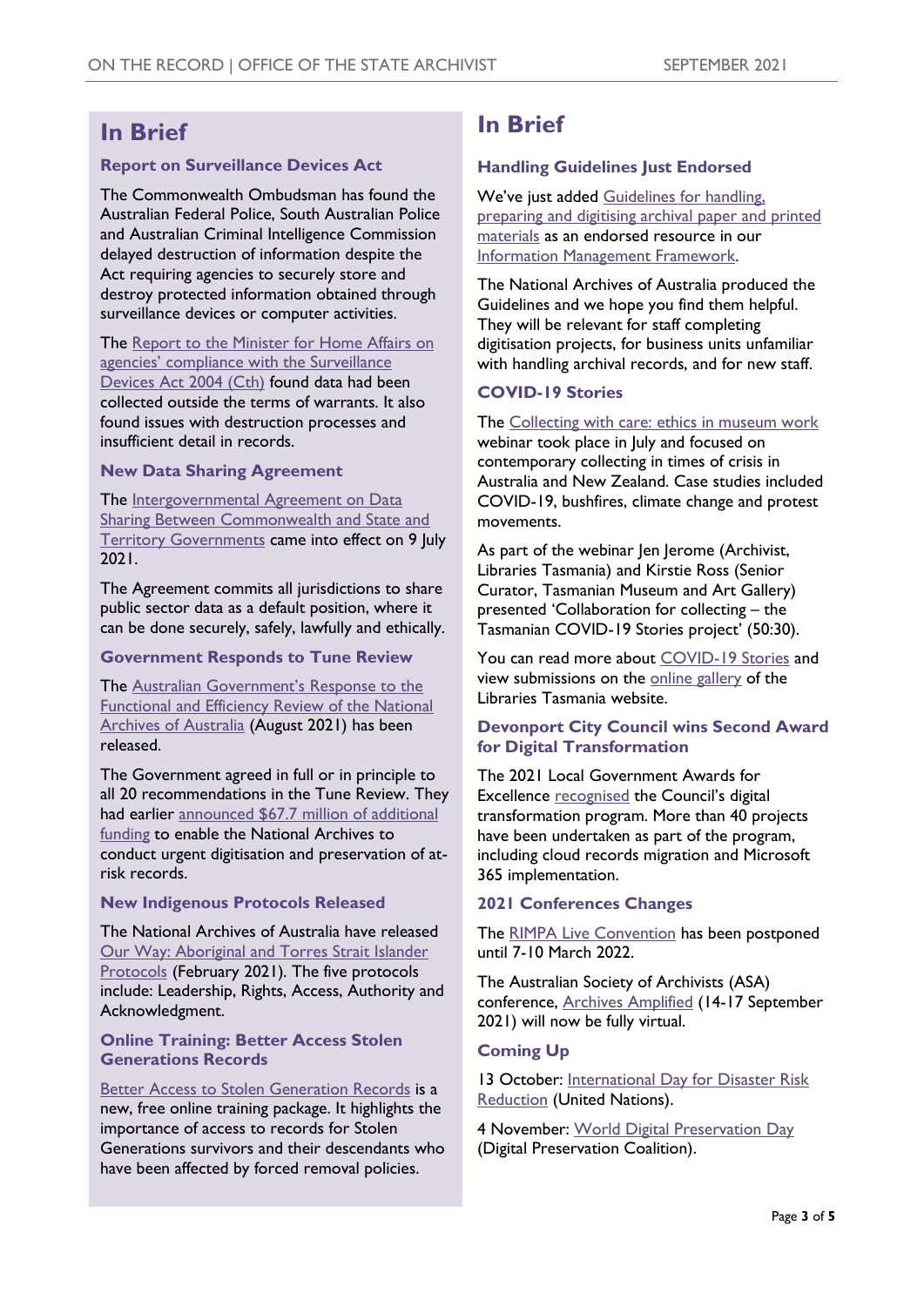## In Brief

### Report on Surveillance Devices Act

The Commonwealth Ombudsman has found the Australian Federal Police, South Australian Police and Australian Criminal Intelligence Commission delayed destruction of information despite the Act requiring agencies to securely store and destroy protected information obtained through surveillance devices or computer activities.

The Report to the Minister for Home Affairs on agencies' compliance with the Surveillance Devices Act 2004 (Cth) found data had been collected outside the terms of warrants. It also found issues with destruction processes and insufficient detail in records.

### New Data Sharing Agreement

The Intergovernmental Agreement on Data Sharing Between Commonwealth and State and Territory Governments came into effect on 9 July 2021.

The Agreement commits all jurisdictions to share public sector data as a default position, where it can be done securely, safely, lawfully and ethically.

### Government Responds to Tune Review

The Australian Government's Response to the Functional and Efficiency Review of the National Archives of Australia (August 2021) has been released.

The Government agreed in full or in principle to all 20 recommendations in the Tune Review. They had earlier announced $67.7 million of additional funding to enable the National Archives to conduct urgent digitisation and preservation of at-risk records.

### New Indigenous Protocols Released

The National Archives of Australia have released Our Way: Aboriginal and Torres Strait Islander Protocols (February 2021). The five protocols include: Leadership, Rights, Access, Authority and Acknowledgment.

### Online Training: Better Access Stolen Generations Records

Better Access to Stolen Generation Records is a new, free online training package. It highlights the importance of access to records for Stolen Generations survivors and their descendants who have been affected by forced removal policies.

## In Brief

### Handling Guidelines Just Endorsed

We've just added Guidelines for handling, preparing and digitising archival paper and printed materials as an endorsed resource in our Information Management Framework.

The National Archives of Australia produced the Guidelines and we hope you find them helpful. They will be relevant for staff completing digitisation projects, for business units unfamiliar with handling archival records, and for new staff.

### COVID-19 Stories

The Collecting with care: ethics in museum work webinar took place in July and focused on contemporary collecting in times of crisis in Australia and New Zealand. Case studies included COVID-19, bushfires, climate change and protest movements.

As part of the webinar Jen Jerome (Archivist, Libraries Tasmania) and Kirstie Ross (Senior Curator, Tasmanian Museum and Art Gallery) presented 'Collaboration for collecting – the Tasmanian COVID-19 Stories project' (50:30).

You can read more about COVID-19 Stories and view submissions on the online gallery of the Libraries Tasmania website.

### Devonport City Council wins Second Award for Digital Transformation

The 2021 Local Government Awards for Excellence recognised the Council's digital transformation program. More than 40 projects have been undertaken as part of the program, including cloud records migration and Microsoft 365 implementation.

### 2021 Conferences Changes

The RIMPA Live Convention has been postponed until 7-10 March 2022.

The Australian Society of Archivists (ASA) conference, Archives Amplified (14-17 September 2021) will now be fully virtual.

### Coming Up

13 October: International Day for Disaster Risk Reduction (United Nations).

4 November: World Digital Preservation Day (Digital Preservation Coalition).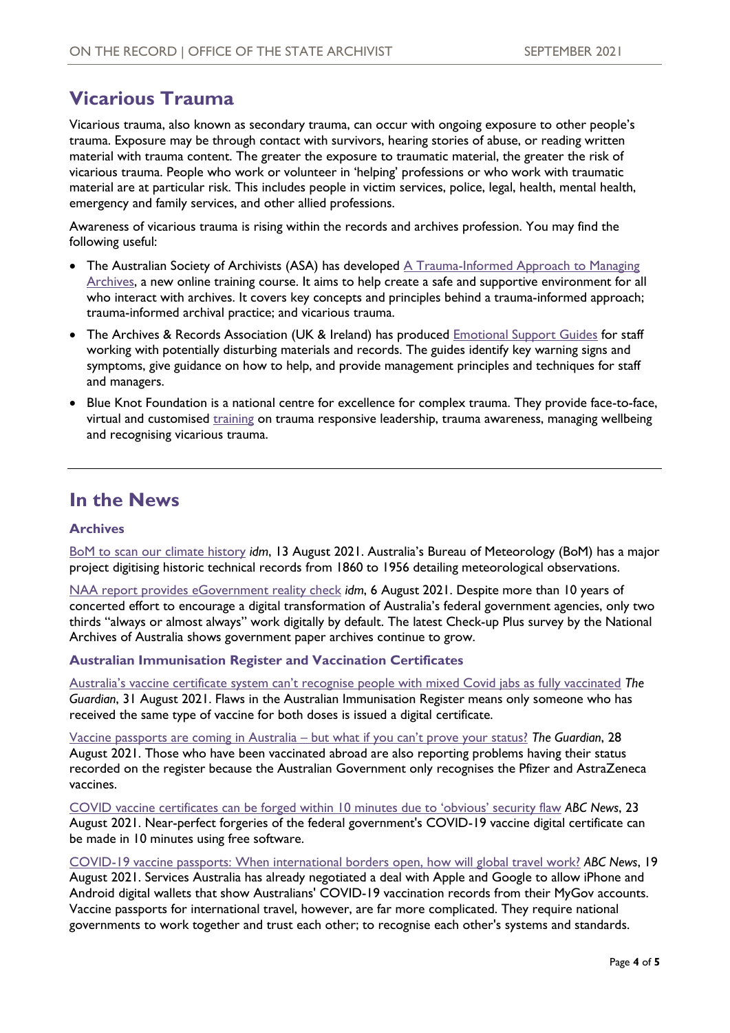## Vicarious Trauma

Vicarious trauma, also known as secondary trauma, can occur with ongoing exposure to other people's trauma. Exposure may be through contact with survivors, hearing stories of abuse, or reading written material with trauma content. The greater the exposure to traumatic material, the greater the risk of vicarious trauma. People who work or volunteer in 'helping' professions or who work with traumatic material are at particular risk. This includes people in victim services, police, legal, health, mental health, emergency and family services, and other allied professions.

Awareness of vicarious trauma is rising within the records and archives profession. You may find the following useful:

- The Australian Society of Archivists (ASA) has developed A Trauma-Informed Approach to Managing Archives, a new online training course. It aims to help create a safe and supportive environment for all who interact with archives. It covers key concepts and principles behind a trauma-informed approach; trauma-informed archival practice; and vicarious trauma.
- The Archives & Records Association (UK & Ireland) has produced Emotional Support Guides for staff working with potentially disturbing materials and records. The guides identify key warning signs and symptoms, give guidance on how to help, and provide management principles and techniques for staff and managers.
- Blue Knot Foundation is a national centre for excellence for complex trauma. They provide face-to-face, virtual and customised training on trauma responsive leadership, trauma awareness, managing wellbeing and recognising vicarious trauma.

---

## In the News

### Archives

BoM to scan our climate history *idm*, 13 August 2021. Australia's Bureau of Meteorology (BoM) has a major project digitising historic technical records from 1860 to 1956 detailing meteorological observations.

NAA report provides eGovernment reality check *idm*, 6 August 2021. Despite more than 10 years of concerted effort to encourage a digital transformation of Australia's federal government agencies, only two thirds "always or almost always" work digitally by default. The latest Check-up Plus survey by the National Archives of Australia shows government paper archives continue to grow.

### Australian Immunisation Register and Vaccination Certificates

Australia's vaccine certificate system can't recognise people with mixed Covid jabs as fully vaccinated *The Guardian*, 31 August 2021. Flaws in the Australian Immunisation Register means only someone who has received the same type of vaccine for both doses is issued a digital certificate.

Vaccine passports are coming in Australia – but what if you can't prove your status? *The Guardian*, 28 August 2021. Those who have been vaccinated abroad are also reporting problems having their status recorded on the register because the Australian Government only recognises the Pfizer and AstraZeneca vaccines.

COVID vaccine certificates can be forged within 10 minutes due to 'obvious' security flaw *ABC News*, 23 August 2021. Near-perfect forgeries of the federal government's COVID-19 vaccine digital certificate can be made in 10 minutes using free software.

COVID-19 vaccine passports: When international borders open, how will global travel work? *ABC News*, 19 August 2021. Services Australia has already negotiated a deal with Apple and Google to allow iPhone and Android digital wallets that show Australians' COVID-19 vaccination records from their MyGov accounts. Vaccine passports for international travel, however, are far more complicated. They require national governments to work together and trust each other; to recognise each other's systems and standards.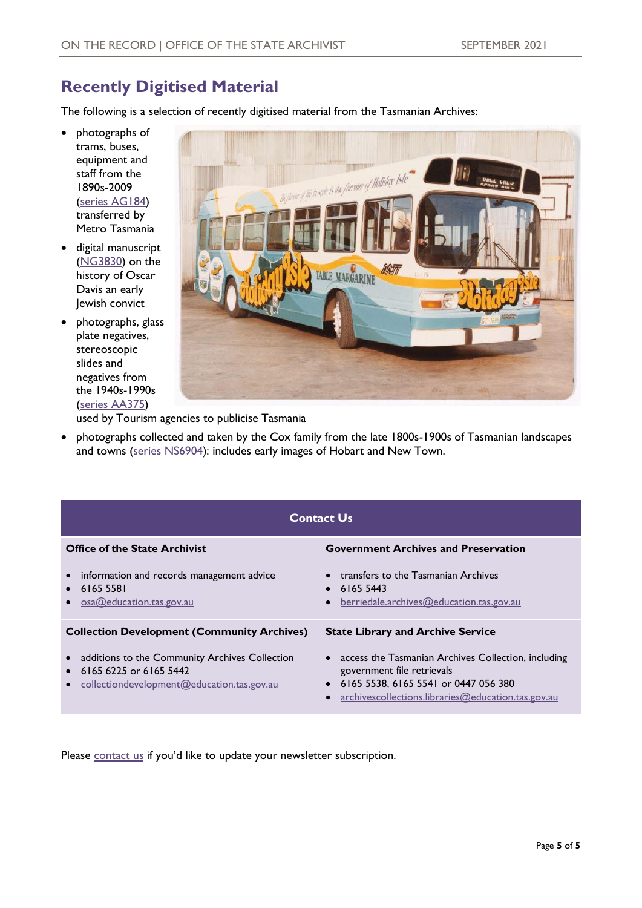## Recently Digitised Material

The following is a selection of recently digitised material from the Tasmanian Archives:

- photographs of trams, buses, equipment and staff from the 1890s-2009 (series AG184) transferred by Metro Tasmania
- digital manuscript (NG3830) on the history of Oscar Davis an early Jewish convict
- photographs, glass plate negatives, stereoscopic slides and negatives from the 1940s-1990s (series AA375) used by Tourism agencies to publicise Tasmania
- photographs collected and taken by the Cox family from the late 1800s-1900s of Tasmanian landscapes and towns (series NS6904): includes early images of Hobart and New Town.

---

## Contact Us

**Office of the State Archivist**

- information and records management advice
- 6165 5581
- osa@education.tas.gov.au

**Government Archives and Preservation**

- transfers to the Tasmanian Archives
- 6165 5443
- berriedale.archives@education.tas.gov.au

**Collection Development (Community Archives)**

- additions to the Community Archives Collection
- 6165 6225 or 6165 5442
- collectiondevelopment@education.tas.gov.au

**State Library and Archive Service**

- access the Tasmanian Archives Collection, including government file retrievals
- 6165 5538, 6165 5541 or 0447 056 380
- archivescollections.libraries@education.tas.gov.au

---

Please contact us if you'd like to update your newsletter subscription.